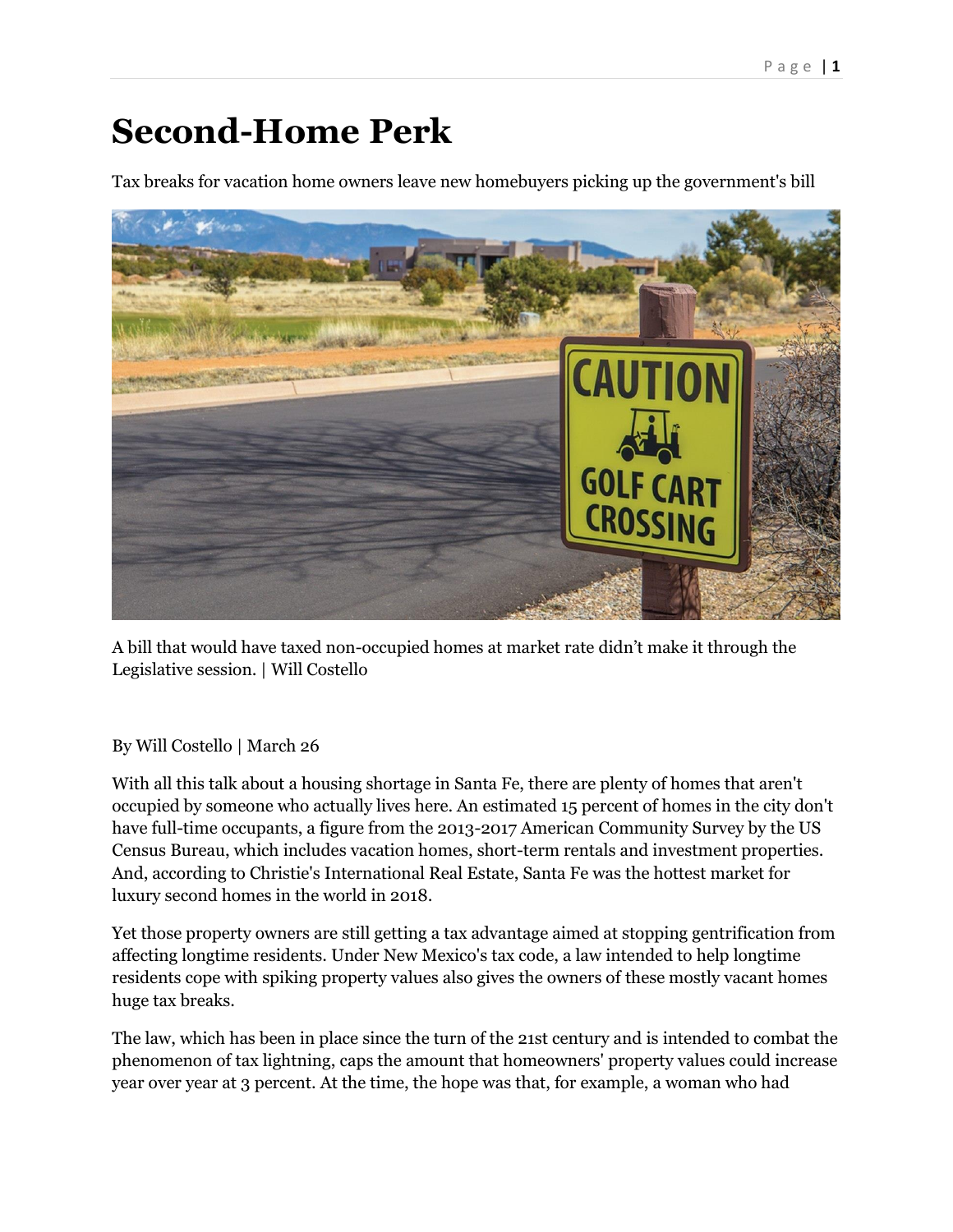# Second-Home Perk

Tax breaks for vacation home owners leave new homebuyers picking up the government's bill

A bill that would have taxed non-occupied homes at market rate didn't make it through the Legislative session. | Will Costello

By Will Costello | March 26

With all this talk about a housing shortage in Santa Fe, there are plenty of homes that aren't occupied by someone who actually lives here. An estimated 15 percent of homes in the city don't have full-time occupants, a figure from the 2013-2017 American Community Survey by the US Census Bureau, which includes vacation homes, short-term rentals and investment properties. And, according to Christie's International Real Estate, Santa Fe was the hottest market for luxury second homes in the world in 2018.

Yet those property owners are still getting a tax advantage aimed at stopping gentrification from affecting longtime residents. Under New Mexico's tax code, a law intended to help longtime residents cope with spiking property values also gives the owners of these mostly vacant homes huge tax breaks.

The law, which has been in place since the turn of the 21st century and is intended to combat the phenomenon of tax lightning, caps the amount that homeowners' property values could increase year over year at 3 percent. At the time, the hope was that, for example, a woman who had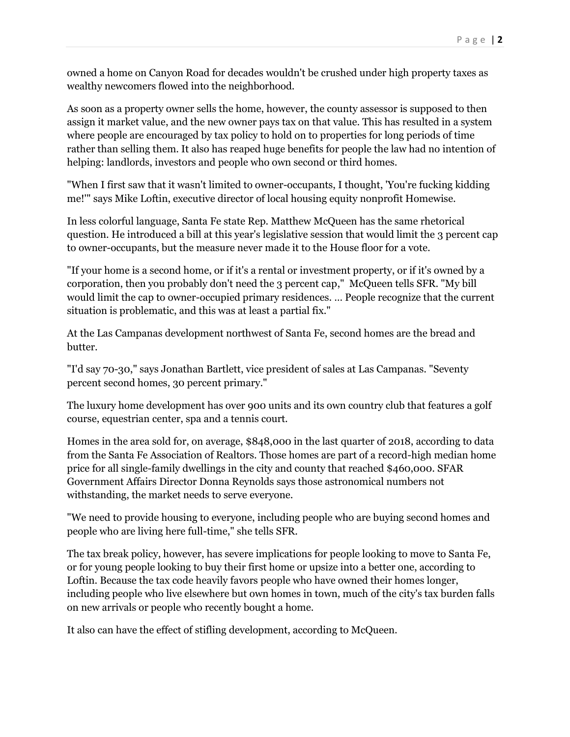owned a home on Canyon Road for decades wouldn't be crushed under high property taxes as wealthy newcomers flowed into the neighborhood.

As soon as a property owner sells the home, however, the county assessor is supposed to then assign it market value, and the new owner pays tax on that value. This has resulted in a system where people are encouraged by tax policy to hold on to properties for long periods of time rather than selling them. It also has reaped huge benefits for people the law had no intention of helping: landlords, investors and people who own second or third homes.

"When I first saw that it wasn't limited to owner-occupants, I thought, 'You're fucking kidding me!'" says Mike Loftin, executive director of local housing equity nonprofit Homewise.

In less colorful language, Santa Fe state Rep. Matthew McQueen has the same rhetorical question. He introduced a bill at this year's legislative session that would limit the 3 percent cap to owner-occupants, but the measure never made it to the House floor for a vote.

"If your home is a second home, or if it's a rental or investment property, or if it's owned by a corporation, then you probably don't need the 3 percent cap," McQueen tells SFR. "My bill would limit the cap to owner-occupied primary residences. ... People recognize that the current situation is problematic, and this was at least a partial fix."

At the Las Campanas development northwest of Santa Fe, second homes are the bread and butter.

"I'd say 70-30," says Jonathan Bartlett, vice president of sales at Las Campanas. "Seventy percent second homes, 30 percent primary."

The luxury home development has over 900 units and its own country club that features a golf course, equestrian center, spa and a tennis court.

Homes in the area sold for, on average, $848,000 in the last quarter of 2018, according to data from the Santa Fe Association of Realtors. Those homes are part of a record-high median home price for all single-family dwellings in the city and county that reached $460,000. SFAR Government Affairs Director Donna Reynolds says those astronomical numbers not withstanding, the market needs to serve everyone.

"We need to provide housing to everyone, including people who are buying second homes and people who are living here full-time," she tells SFR.

The tax break policy, however, has severe implications for people looking to move to Santa Fe, or for young people looking to buy their first home or upsize into a better one, according to Loftin. Because the tax code heavily favors people who have owned their homes longer, including people who live elsewhere but own homes in town, much of the city's tax burden falls on new arrivals or people who recently bought a home.

It also can have the effect of stifling development, according to McQueen.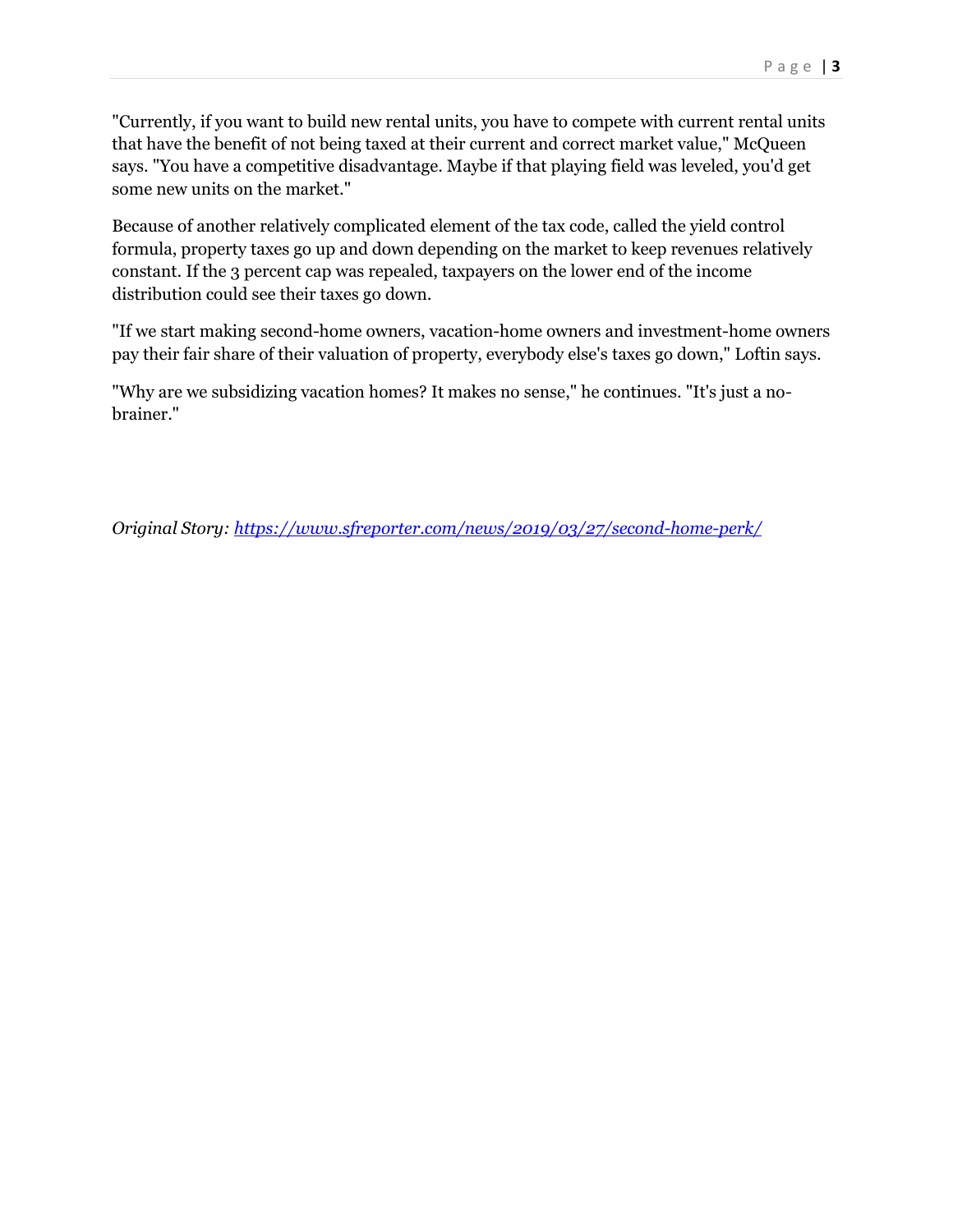"Currently, if you want to build new rental units, you have to compete with current rental units that have the benefit of not being taxed at their current and correct market value," McQueen says. "You have a competitive disadvantage. Maybe if that playing field was leveled, you'd get some new units on the market."

Because of another relatively complicated element of the tax code, called the yield control formula, property taxes go up and down depending on the market to keep revenues relatively constant. If the 3 percent cap was repealed, taxpayers on the lower end of the income distribution could see their taxes go down.

"If we start making second-home owners, vacation-home owners and investment-home owners pay their fair share of their valuation of property, everybody else's taxes go down," Loftin says.

"Why are we subsidizing vacation homes? It makes no sense," he continues. "It's just a no-brainer."

*Original Story: [https://www.sfreporter.com/news/2019/03/27/second-home-perk/](https://www.sfreporter.com/news/2019/03/27/second-home-perk/)*